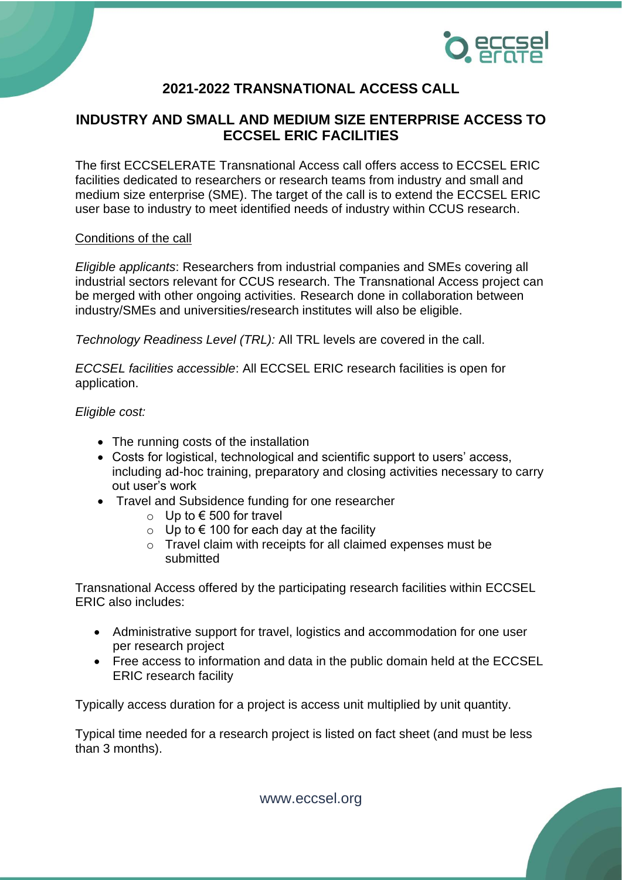## 2021-2022 TRANSNATIONAL ACCESS CALL

## INDUSTRY AND SMALL AND MEDIUM SIZE ENTERPRISE ACCESS TO ECCSEL ERIC FACILITIES

The first ECCSELERATE Transnational Access call offers access to ECCSEL ERIC facilities dedicated to researchers or research teams from industry and small and medium size enterprise (SME). The target of the call is to extend the ECCSEL ERIC user base to industry to meet identified needs of industry within CCUS research.

<u>Conditions of the call</u>

*Eligible applicants*: Researchers from industrial companies and SMEs covering all industrial sectors relevant for CCUS research. The Transnational Access project can be merged with other ongoing activities. Research done in collaboration between industry/SMEs and universities/research institutes will also be eligible.

*Technology Readiness Level (TRL):* All TRL levels are covered in the call.

*ECCSEL facilities accessible*: All ECCSEL ERIC research facilities is open for application.

*Eligible cost:*

- The running costs of the installation
- Costs for logistical, technological and scientific support to users' access, including ad-hoc training, preparatory and closing activities necessary to carry out user's work
- Travel and Subsidence funding for one researcher
    - Up to € 500 for travel
    - Up to € 100 for each day at the facility
    - Travel claim with receipts for all claimed expenses must be submitted

Transnational Access offered by the participating research facilities within ECCSEL ERIC also includes:

- Administrative support for travel, logistics and accommodation for one user per research project
- Free access to information and data in the public domain held at the ECCSEL ERIC research facility

Typically access duration for a project is access unit multiplied by unit quantity.

Typical time needed for a research project is listed on fact sheet (and must be less than 3 months).

www.eccsel.org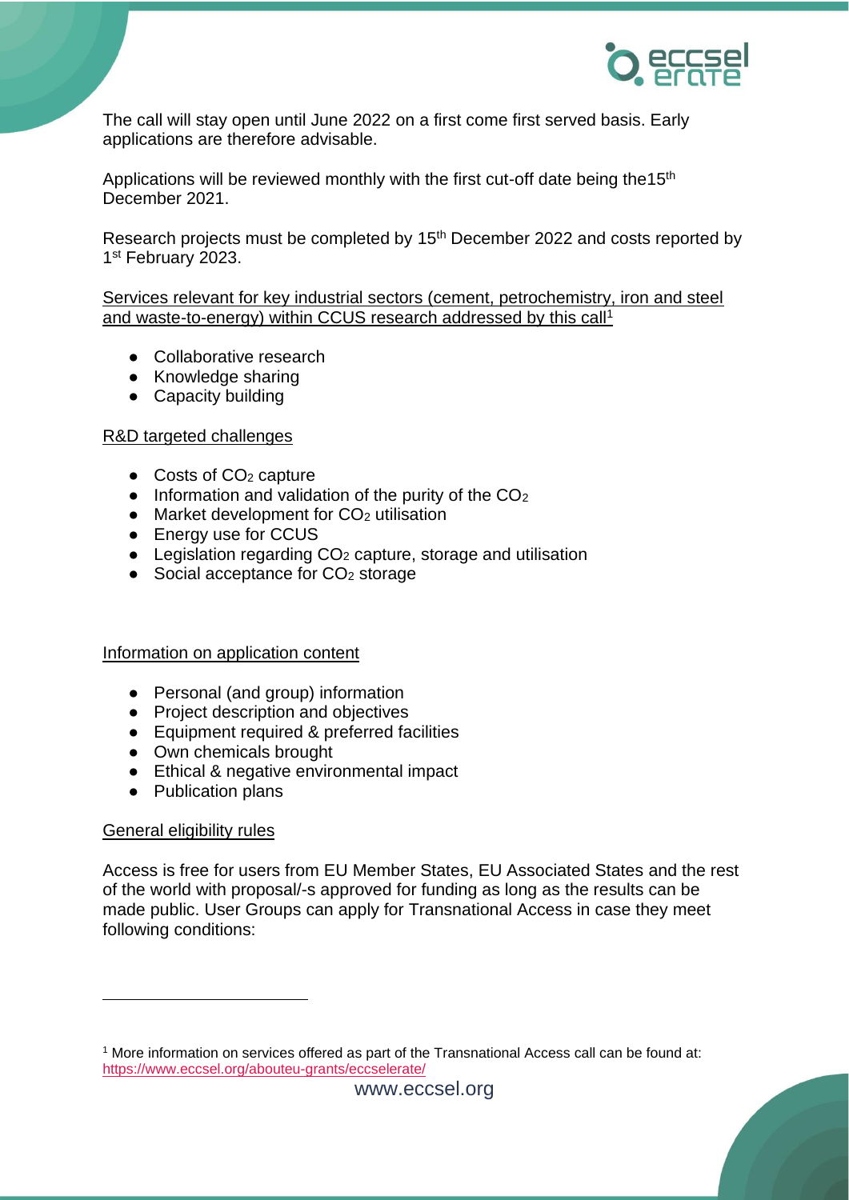The call will stay open until June 2022 on a first come first served basis. Early applications are therefore advisable.

Applications will be reviewed monthly with the first cut-off date being the15th December 2021.

Research projects must be completed by 15th December 2022 and costs reported by 1st February 2023.

Services relevant for key industrial sectors (cement, petrochemistry, iron and steel and waste-to-energy) within CCUS research addressed by this call[1]

- Collaborative research
- Knowledge sharing
- Capacity building

R&D targeted challenges

- Costs of $CO_2$ capture
- Information and validation of the purity of the $CO_2$
- Market development for $CO_2$ utilisation
- Energy use for CCUS
- Legislation regarding $CO_2$ capture, storage and utilisation
- Social acceptance for $CO_2$ storage

Information on application content

- Personal (and group) information
- Project description and objectives
- Equipment required & preferred facilities
- Own chemicals brought
- Ethical & negative environmental impact
- Publication plans

General eligibility rules

Access is free for users from EU Member States, EU Associated States and the rest of the world with proposal/-s approved for funding as long as the results can be made public. User Groups can apply for Transnational Access in case they meet following conditions:

[1] More information on services offered as part of the Transnational Access call can be found at: https://www.eccsel.org/abouteu-grants/eccselerate/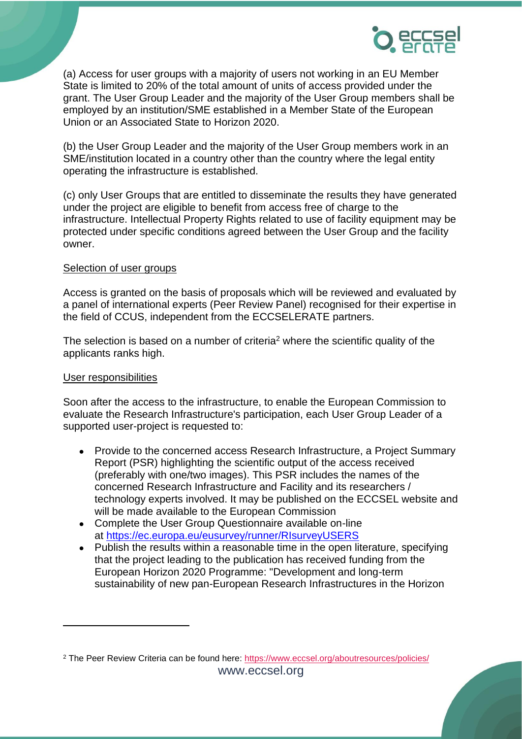(a) Access for user groups with a majority of users not working in an EU Member State is limited to 20% of the total amount of units of access provided under the grant. The User Group Leader and the majority of the User Group members shall be employed by an institution/SME established in a Member State of the European Union or an Associated State to Horizon 2020.

(b) the User Group Leader and the majority of the User Group members work in an SME/institution located in a country other than the country where the legal entity operating the infrastructure is established.

(c) only User Groups that are entitled to disseminate the results they have generated under the project are eligible to benefit from access free of charge to the infrastructure. Intellectual Property Rights related to use of facility equipment may be protected under specific conditions agreed between the User Group and the facility owner.

Selection of user groups

Access is granted on the basis of proposals which will be reviewed and evaluated by a panel of international experts (Peer Review Panel) recognised for their expertise in the field of CCUS, independent from the ECCSELERATE partners.

The selection is based on a number of criteria[2] where the scientific quality of the applicants ranks high.

User responsibilities

Soon after the access to the infrastructure, to enable the European Commission to evaluate the Research Infrastructure's participation, each User Group Leader of a supported user-project is requested to:

- Provide to the concerned access Research Infrastructure, a Project Summary Report (PSR) highlighting the scientific output of the access received (preferably with one/two images). This PSR includes the names of the concerned Research Infrastructure and Facility and its researchers / technology experts involved. It may be published on the ECCSEL website and will be made available to the European Commission
- Complete the User Group Questionnaire available on-line at https://ec.europa.eu/eusurvey/runner/RIsurveyUSERS
- Publish the results within a reasonable time in the open literature, specifying that the project leading to the publication has received funding from the European Horizon 2020 Programme: "Development and long-term sustainability of new pan-European Research Infrastructures in the Horizon

[2] The Peer Review Criteria can be found here: https://www.eccsel.org/aboutresources/policies/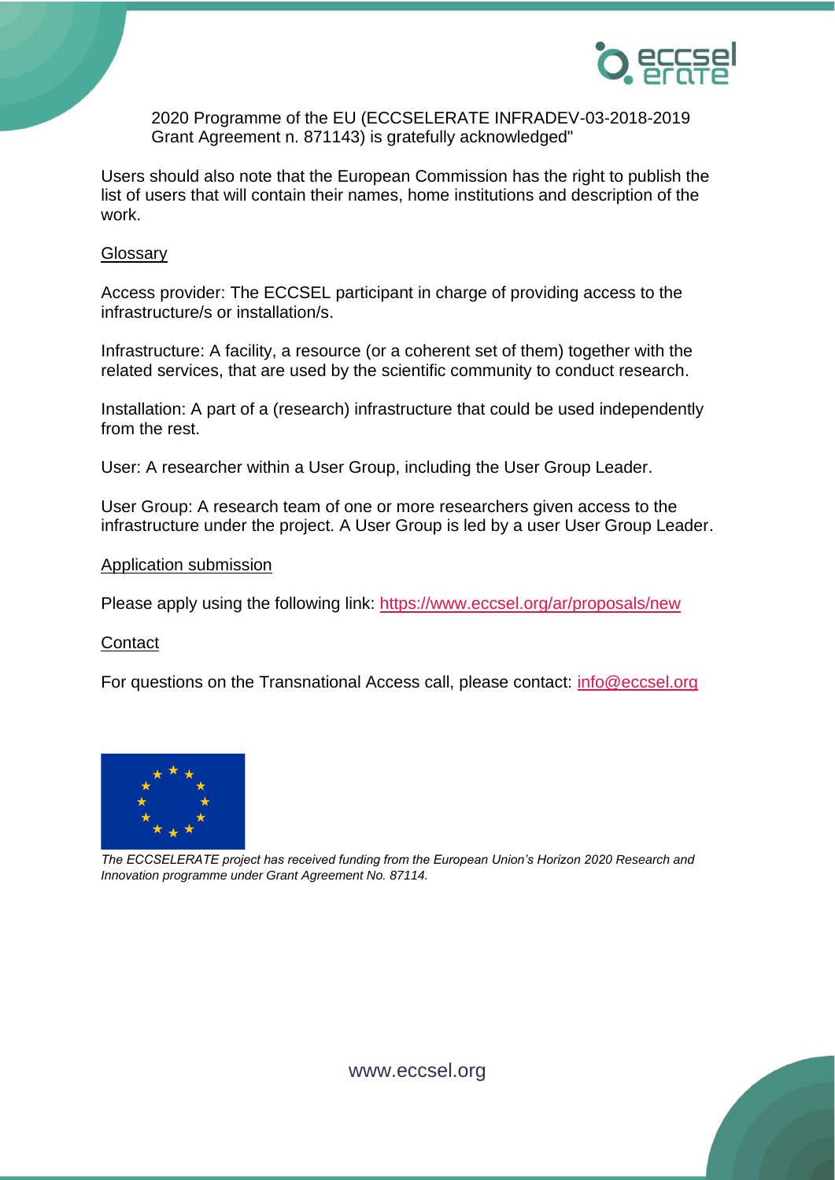2020 Programme of the EU (ECCSELERATE INFRADEV-03-2018-2019 Grant Agreement n. 871143) is gratefully acknowledged"

Users should also note that the European Commission has the right to publish the list of users that will contain their names, home institutions and description of the work.

Glossary

Access provider: The ECCSEL participant in charge of providing access to the infrastructure/s or installation/s.

Infrastructure: A facility, a resource (or a coherent set of them) together with the related services, that are used by the scientific community to conduct research.

Installation: A part of a (research) infrastructure that could be used independently from the rest.

User: A researcher within a User Group, including the User Group Leader.

User Group: A research team of one or more researchers given access to the infrastructure under the project. A User Group is led by a user User Group Leader.

Application submission

Please apply using the following link: https://www.eccsel.org/ar/proposals/new

Contact

For questions on the Transnational Access call, please contact: info@eccsel.org

*The ECCSELERATE project has received funding from the European Union's Horizon 2020 Research and Innovation programme under Grant Agreement No. 87114.*